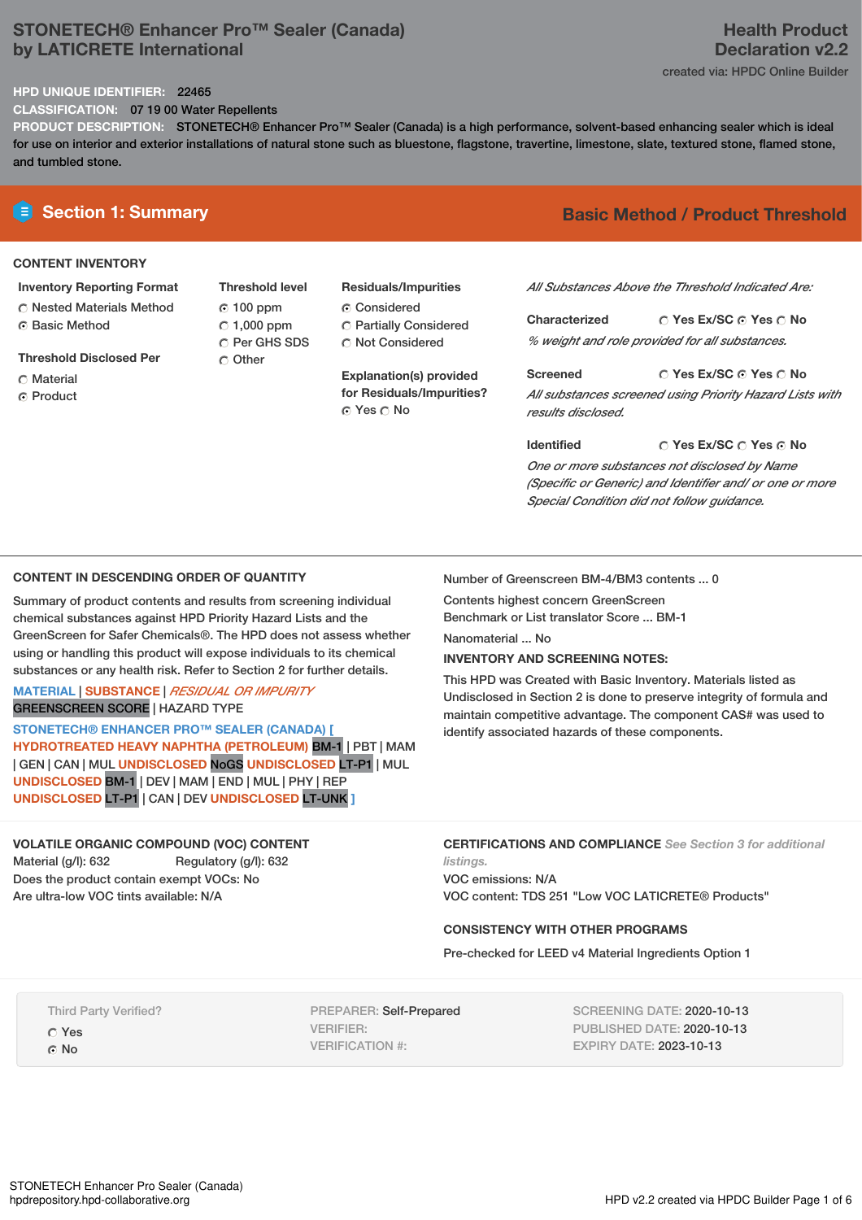# STONETECH® Enhancer Pro™ Sealer (Canada) by LATICRETE International

**Health Product Declaration v2.2**

created via: HPDC Online Builder

**HPD UNIQUE IDENTIFIER:** 22465

**CLASSIFICATION:** 07 19 00 Water Repellents

**PRODUCT DESCRIPTION:** STONETECH® Enhancer Pro™ Sealer (Canada) is a high performance, solvent-based enhancing sealer which is ideal for use on interior and exterior installations of natural stone such as bluestone, flagstone, travertine, limestone, slate, textured stone, flamed stone, and tumbled stone.

## Section 1: Summary

**Basic Method / Product Threshold**

### CONTENT INVENTORY

**Inventory Reporting Format**
- ○ Nested Materials Method
- ● Basic Method

**Threshold Disclosed Per**
- ○ Material
- ● Product

**Threshold level**
- ● 100 ppm
- ○ 1,000 ppm
- ○ Per GHS SDS
- ○ Other

**Residuals/Impurities**
- ● Considered
- ○ Partially Considered
- ○ Not Considered

**Explanation(s) provided for Residuals/Impurities?**
● Yes ○ No

*All Substances Above the Threshold Indicated Are:*

**Characterized** ○ Yes Ex/SC ● Yes ○ No
*% weight and role provided for all substances.*

**Screened** ○ Yes Ex/SC ● Yes ○ No
*All substances screened using Priority Hazard Lists with results disclosed.*

**Identified** ○ Yes Ex/SC ○ Yes ● No
*One or more substances not disclosed by Name (Specific or Generic) and Identifier and/ or one or more Special Condition did not follow guidance.*

### CONTENT IN DESCENDING ORDER OF QUANTITY

Summary of product contents and results from screening individual chemical substances against HPD Priority Hazard Lists and the GreenScreen for Safer Chemicals®. The HPD does not assess whether using or handling this product will expose individuals to its chemical substances or any health risk. Refer to Section 2 for further details.

MATERIAL | SUBSTANCE | *RESIDUAL OR IMPURITY*
GREENSCREEN SCORE | HAZARD TYPE

STONETECH® ENHANCER PRO™ SEALER (CANADA) [ HYDROTREATED HEAVY NAPHTHA (PETROLEUM) BM-1 | PBT | MAM | GEN | CAN | MUL UNDISCLOSED NoGS UNDISCLOSED LT-P1 | MUL UNDISCLOSED BM-1 | DEV | MAM | END | MUL | PHY | REP UNDISCLOSED LT-P1 | CAN | DEV UNDISCLOSED LT-UNK ]

Number of Greenscreen BM-4/BM3 contents ... 0

Contents highest concern GreenScreen Benchmark or List translator Score ... BM-1

Nanomaterial ... No

**INVENTORY AND SCREENING NOTES:**

This HPD was Created with Basic Inventory. Materials listed as Undisclosed in Section 2 is done to preserve integrity of formula and maintain competitive advantage. The component CAS# was used to identify associated hazards of these components.

### VOLATILE ORGANIC COMPOUND (VOC) CONTENT

Material (g/l): 632    Regulatory (g/l): 632

Does the product contain exempt VOCs: No

Are ultra-low VOC tints available: N/A

### CERTIFICATIONS AND COMPLIANCE *See Section 3 for additional listings.*

VOC emissions: N/A

VOC content: TDS 251 "Low VOC LATICRETE® Products"

### CONSISTENCY WITH OTHER PROGRAMS

Pre-checked for LEED v4 Material Ingredients Option 1

Third Party Verified?
- ○ Yes
- ● No

PREPARER: Self-Prepared
VERIFIER:
VERIFICATION #:

SCREENING DATE: 2020-10-13
PUBLISHED DATE: 2020-10-13
EXPIRY DATE: 2023-10-13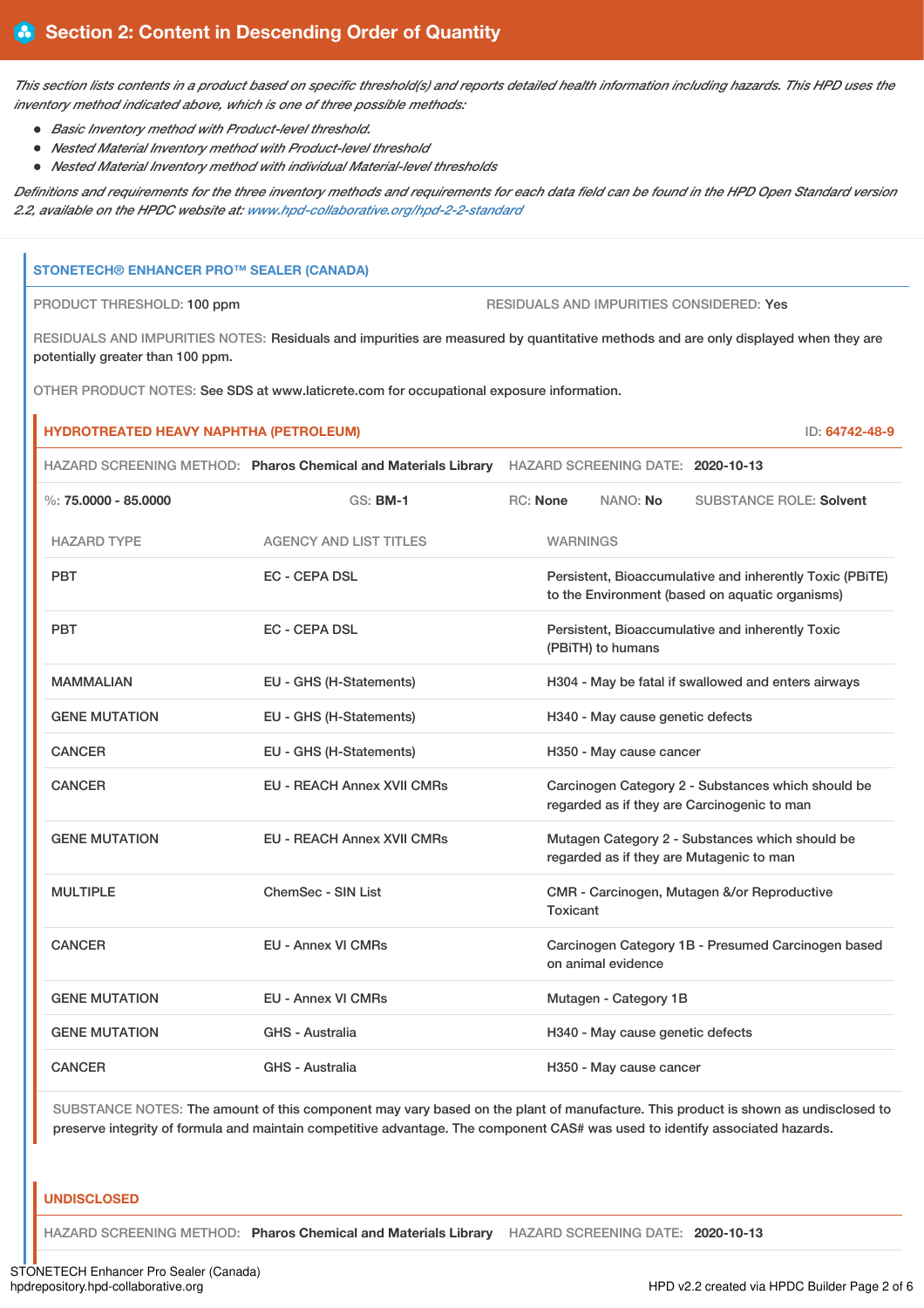## Section 2: Content in Descending Order of Quantity

*This section lists contents in a product based on specific threshold(s) and reports detailed health information including hazards. This HPD uses the inventory method indicated above, which is one of three possible methods:*

- *Basic Inventory method with Product-level threshold.*
- *Nested Material Inventory method with Product-level threshold*
- *Nested Material Inventory method with individual Material-level thresholds*

*Definitions and requirements for the three inventory methods and requirements for each data field can be found in the HPD Open Standard version 2.2, available on the HPDC website at: www.hpd-collaborative.org/hpd-2-2-standard*

### STONETECH® ENHANCER PRO™ SEALER (CANADA)

PRODUCT THRESHOLD: 100 ppm

RESIDUALS AND IMPURITIES CONSIDERED: Yes

RESIDUALS AND IMPURITIES NOTES: Residuals and impurities are measured by quantitative methods and are only displayed when they are potentially greater than 100 ppm.

OTHER PRODUCT NOTES: See SDS at www.laticrete.com for occupational exposure information.

#### HYDROTREATED HEAVY NAPHTHA (PETROLEUM)

ID: 64742-48-9

HAZARD SCREENING METHOD: **Pharos Chemical and Materials Library** HAZARD SCREENING DATE: **2020-10-13**

%: **75.0000 - 85.0000** GS: **BM-1** RC: **None** NANO: **No** SUBSTANCE ROLE: **Solvent**

| HAZARD TYPE | AGENCY AND LIST TITLES | WARNINGS |
|---|---|---|
| PBT | EC - CEPA DSL | Persistent, Bioaccumulative and inherently Toxic (PBiTE) to the Environment (based on aquatic organisms) |
| PBT | EC - CEPA DSL | Persistent, Bioaccumulative and inherently Toxic (PBiTH) to humans |
| MAMMALIAN | EU - GHS (H-Statements) | H304 - May be fatal if swallowed and enters airways |
| GENE MUTATION | EU - GHS (H-Statements) | H340 - May cause genetic defects |
| CANCER | EU - GHS (H-Statements) | H350 - May cause cancer |
| CANCER | EU - REACH Annex XVII CMRs | Carcinogen Category 2 - Substances which should be regarded as if they are Carcinogenic to man |
| GENE MUTATION | EU - REACH Annex XVII CMRs | Mutagen Category 2 - Substances which should be regarded as if they are Mutagenic to man |
| MULTIPLE | ChemSec - SIN List | CMR - Carcinogen, Mutagen &/or Reproductive Toxicant |
| CANCER | EU - Annex VI CMRs | Carcinogen Category 1B - Presumed Carcinogen based on animal evidence |
| GENE MUTATION | EU - Annex VI CMRs | Mutagen - Category 1B |
| GENE MUTATION | GHS - Australia | H340 - May cause genetic defects |
| CANCER | GHS - Australia | H350 - May cause cancer |

SUBSTANCE NOTES: The amount of this component may vary based on the plant of manufacture. This product is shown as undisclosed to preserve integrity of formula and maintain competitive advantage. The component CAS# was used to identify associated hazards.

#### UNDISCLOSED

HAZARD SCREENING METHOD: **Pharos Chemical and Materials Library** HAZARD SCREENING DATE: **2020-10-13**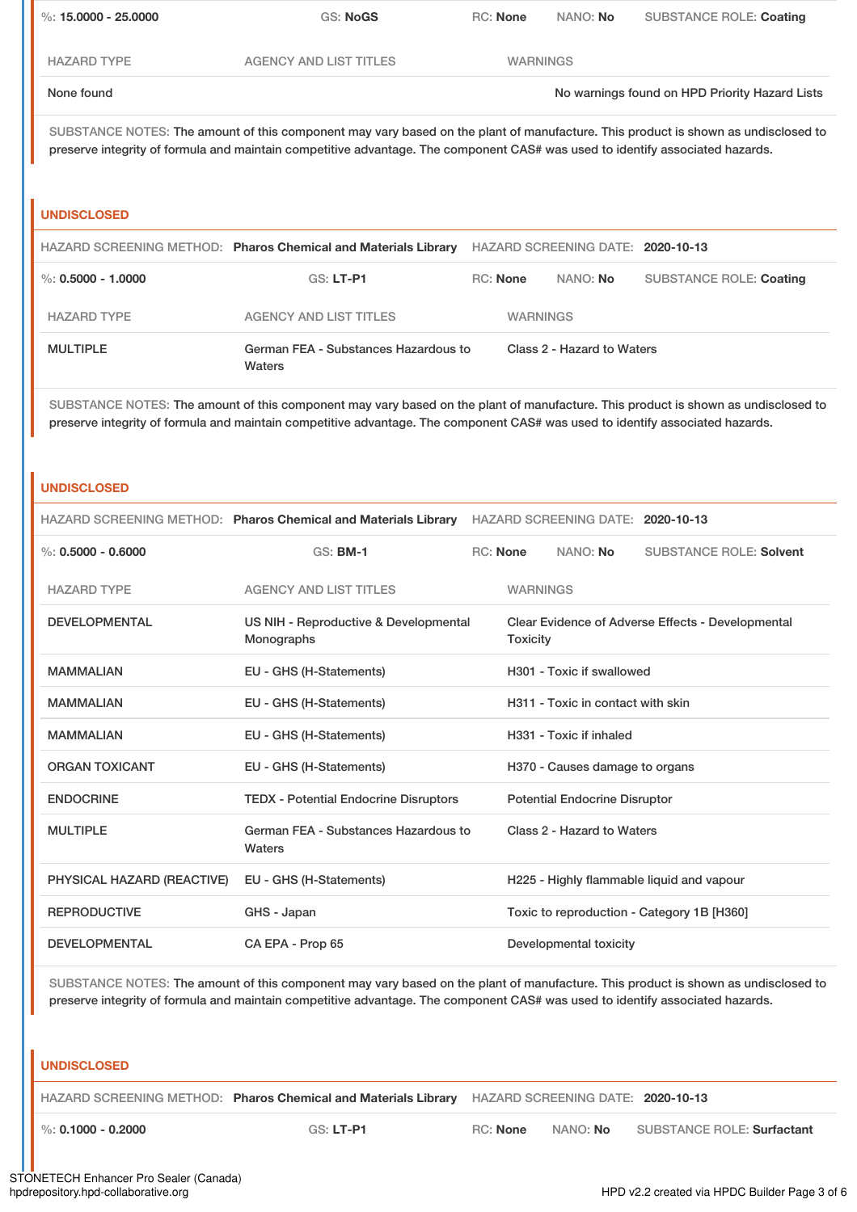%: **15.0000 - 25.0000** GS: **NoGS** RC: **None** NANO: **No** SUBSTANCE ROLE: **Coating**

| HAZARD TYPE | AGENCY AND LIST TITLES | WARNINGS |
|---|---|---|
| None found | | No warnings found on HPD Priority Hazard Lists |

SUBSTANCE NOTES: The amount of this component may vary based on the plant of manufacture. This product is shown as undisclosed to preserve integrity of formula and maintain competitive advantage. The component CAS# was used to identify associated hazards.

## UNDISCLOSED

HAZARD SCREENING METHOD: **Pharos Chemical and Materials Library** HAZARD SCREENING DATE: **2020-10-13**

%: **0.5000 - 1.0000** GS: **LT-P1** RC: **None** NANO: **No** SUBSTANCE ROLE: **Coating**

| HAZARD TYPE | AGENCY AND LIST TITLES | WARNINGS |
|---|---|---|
| MULTIPLE | German FEA - Substances Hazardous to Waters | Class 2 - Hazard to Waters |

SUBSTANCE NOTES: The amount of this component may vary based on the plant of manufacture. This product is shown as undisclosed to preserve integrity of formula and maintain competitive advantage. The component CAS# was used to identify associated hazards.

## UNDISCLOSED

HAZARD SCREENING METHOD: **Pharos Chemical and Materials Library** HAZARD SCREENING DATE: **2020-10-13**

%: **0.5000 - 0.6000** GS: **BM-1** RC: **None** NANO: **No** SUBSTANCE ROLE: **Solvent**

| HAZARD TYPE | AGENCY AND LIST TITLES | WARNINGS |
|---|---|---|
| DEVELOPMENTAL | US NIH - Reproductive & Developmental Monographs | Clear Evidence of Adverse Effects - Developmental Toxicity |
| MAMMALIAN | EU - GHS (H-Statements) | H301 - Toxic if swallowed |
| MAMMALIAN | EU - GHS (H-Statements) | H311 - Toxic in contact with skin |
| MAMMALIAN | EU - GHS (H-Statements) | H331 - Toxic if inhaled |
| ORGAN TOXICANT | EU - GHS (H-Statements) | H370 - Causes damage to organs |
| ENDOCRINE | TEDX - Potential Endocrine Disruptors | Potential Endocrine Disruptor |
| MULTIPLE | German FEA - Substances Hazardous to Waters | Class 2 - Hazard to Waters |
| PHYSICAL HAZARD (REACTIVE) | EU - GHS (H-Statements) | H225 - Highly flammable liquid and vapour |
| REPRODUCTIVE | GHS - Japan | Toxic to reproduction - Category 1B [H360] |
| DEVELOPMENTAL | CA EPA - Prop 65 | Developmental toxicity |

SUBSTANCE NOTES: The amount of this component may vary based on the plant of manufacture. This product is shown as undisclosed to preserve integrity of formula and maintain competitive advantage. The component CAS# was used to identify associated hazards.

## UNDISCLOSED

HAZARD SCREENING METHOD: **Pharos Chemical and Materials Library** HAZARD SCREENING DATE: **2020-10-13**

%: **0.1000 - 0.2000** GS: **LT-P1** RC: **None** NANO: **No** SUBSTANCE ROLE: **Surfactant**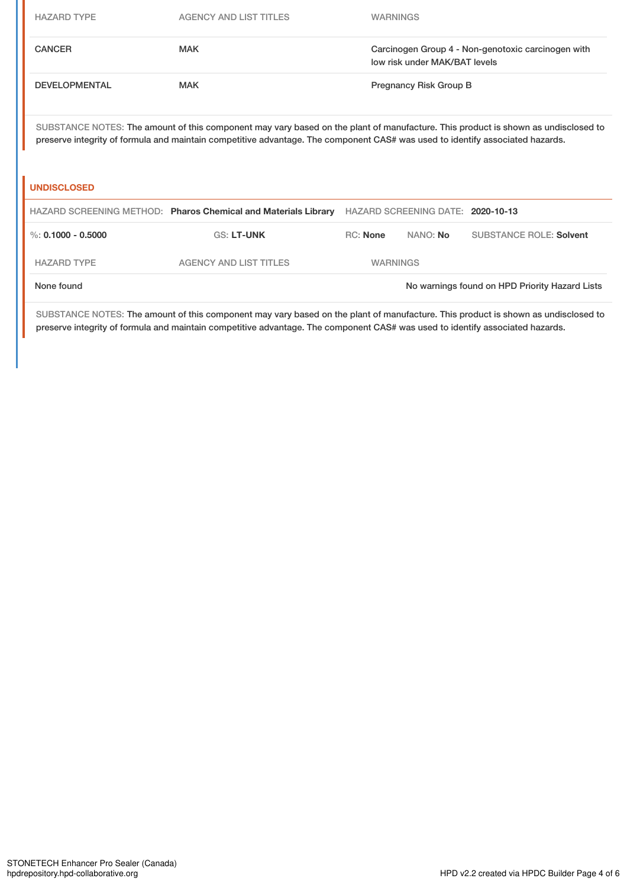| HAZARD TYPE | AGENCY AND LIST TITLES | WARNINGS |
| --- | --- | --- |
| CANCER | MAK | Carcinogen Group 4 - Non-genotoxic carcinogen with low risk under MAK/BAT levels |
| DEVELOPMENTAL | MAK | Pregnancy Risk Group B |

SUBSTANCE NOTES: The amount of this component may vary based on the plant of manufacture. This product is shown as undisclosed to preserve integrity of formula and maintain competitive advantage. The component CAS# was used to identify associated hazards.

**UNDISCLOSED**

HAZARD SCREENING METHOD: **Pharos Chemical and Materials Library** HAZARD SCREENING DATE: **2020-10-13**

%: **0.1000 - 0.5000** GS: **LT-UNK** RC: **None** NANO: **No** SUBSTANCE ROLE: **Solvent**

| HAZARD TYPE | AGENCY AND LIST TITLES | WARNINGS |
| --- | --- | --- |
| None found | | No warnings found on HPD Priority Hazard Lists |

SUBSTANCE NOTES: The amount of this component may vary based on the plant of manufacture. This product is shown as undisclosed to preserve integrity of formula and maintain competitive advantage. The component CAS# was used to identify associated hazards.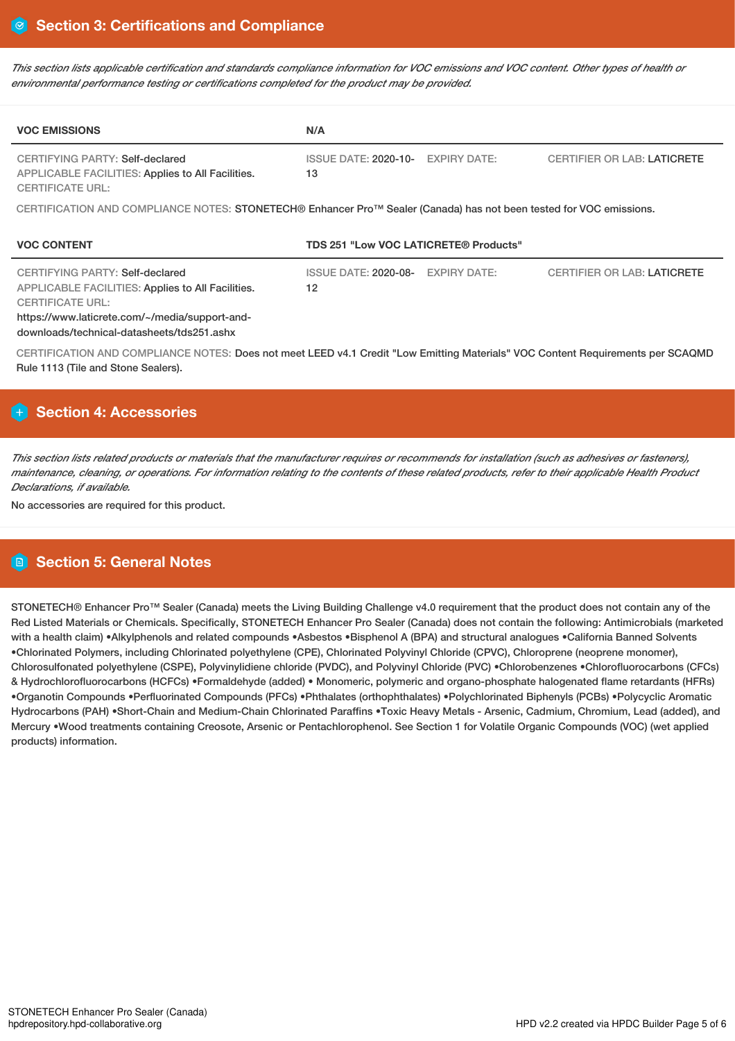## Section 3: Certifications and Compliance

*This section lists applicable certification and standards compliance information for VOC emissions and VOC content. Other types of health or environmental performance testing or certifications completed for the product may be provided.*

| VOC EMISSIONS | N/A | | |
|---|---|---|---|
| CERTIFYING PARTY: Self-declared<br>APPLICABLE FACILITIES: Applies to All Facilities.<br>CERTIFICATE URL: | ISSUE DATE: 2020-10-13 | EXPIRY DATE: | CERTIFIER OR LAB: LATICRETE |

CERTIFICATION AND COMPLIANCE NOTES: STONETECH® Enhancer Pro™ Sealer (Canada) has not been tested for VOC emissions.

| VOC CONTENT | TDS 251 "Low VOC LATICRETE® Products" | | |
|---|---|---|---|
| CERTIFYING PARTY: Self-declared<br>APPLICABLE FACILITIES: Applies to All Facilities.<br>CERTIFICATE URL:<br>https://www.laticrete.com/~/media/support-and-downloads/technical-datasheets/tds251.ashx | ISSUE DATE: 2020-08-12 | EXPIRY DATE: | CERTIFIER OR LAB: LATICRETE |

CERTIFICATION AND COMPLIANCE NOTES: Does not meet LEED v4.1 Credit "Low Emitting Materials" VOC Content Requirements per SCAQMD Rule 1113 (Tile and Stone Sealers).

## Section 4: Accessories

*This section lists related products or materials that the manufacturer requires or recommends for installation (such as adhesives or fasteners), maintenance, cleaning, or operations. For information relating to the contents of these related products, refer to their applicable Health Product Declarations, if available.*

No accessories are required for this product.

## Section 5: General Notes

STONETECH® Enhancer Pro™ Sealer (Canada) meets the Living Building Challenge v4.0 requirement that the product does not contain any of the Red Listed Materials or Chemicals. Specifically, STONETECH Enhancer Pro Sealer (Canada) does not contain the following: Antimicrobials (marketed with a health claim) •Alkylphenols and related compounds •Asbestos •Bisphenol A (BPA) and structural analogues •California Banned Solvents •Chlorinated Polymers, including Chlorinated polyethylene (CPE), Chlorinated Polyvinyl Chloride (CPVC), Chloroprene (neoprene monomer), Chlorosulfonated polyethylene (CSPE), Polyvinylidiene chloride (PVDC), and Polyvinyl Chloride (PVC) •Chlorobenzenes •Chlorofluorocarbons (CFCs) & Hydrochlorofluorocarbons (HCFCs) •Formaldehyde (added) • Monomeric, polymeric and organo-phosphate halogenated flame retardants (HFRs) •Organotin Compounds •Perfluorinated Compounds (PFCs) •Phthalates (orthophthalates) •Polychlorinated Biphenyls (PCBs) •Polycyclic Aromatic Hydrocarbons (PAH) •Short-Chain and Medium-Chain Chlorinated Paraffins •Toxic Heavy Metals - Arsenic, Cadmium, Chromium, Lead (added), and Mercury •Wood treatments containing Creosote, Arsenic or Pentachlorophenol. See Section 1 for Volatile Organic Compounds (VOC) (wet applied products) information.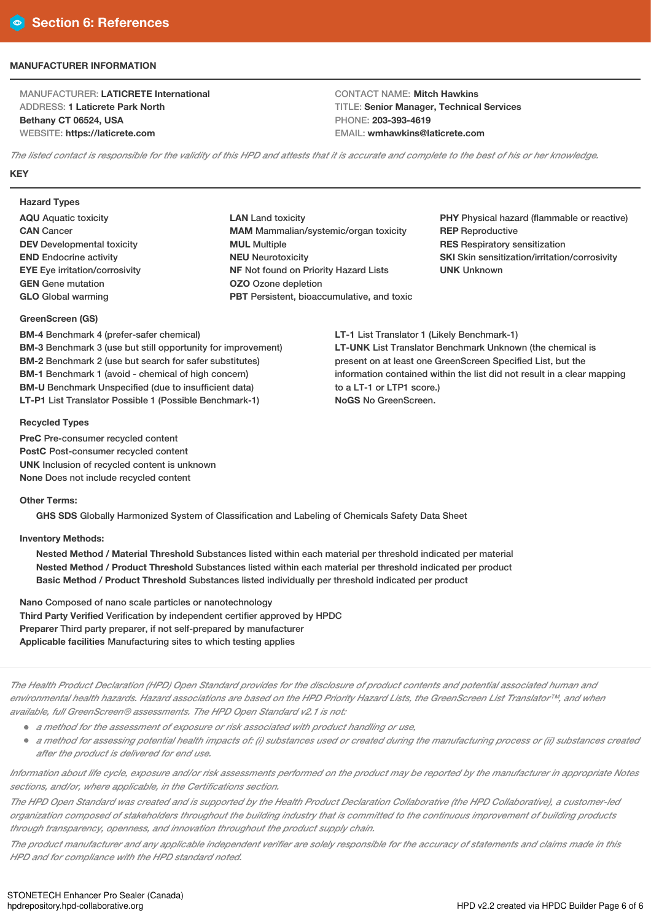## Section 6: References

### MANUFACTURER INFORMATION

MANUFACTURER: **LATICRETE International**
ADDRESS: **1 Laticrete Park North**
**Bethany CT 06524, USA**
WEBSITE: **https://laticrete.com**

CONTACT NAME: **Mitch Hawkins**
TITLE: **Senior Manager, Technical Services**
PHONE: **203-393-4619**
EMAIL: **wmhawkins@laticrete.com**

*The listed contact is responsible for the validity of this HPD and attests that it is accurate and complete to the best of his or her knowledge.*

### KEY

**Hazard Types**

**AQU** Aquatic toxicity
**CAN** Cancer
**DEV** Developmental toxicity
**END** Endocrine activity
**EYE** Eye irritation/corrosivity
**GEN** Gene mutation
**GLO** Global warming
**LAN** Land toxicity
**MAM** Mammalian/systemic/organ toxicity
**MUL** Multiple
**NEU** Neurotoxicity
**NF** Not found on Priority Hazard Lists
**OZO** Ozone depletion
**PBT** Persistent, bioaccumulative, and toxic
**PHY** Physical hazard (flammable or reactive)
**REP** Reproductive
**RES** Respiratory sensitization
**SKI** Skin sensitization/irritation/corrosivity
**UNK** Unknown

**GreenScreen (GS)**

**BM-4** Benchmark 4 (prefer-safer chemical)
**BM-3** Benchmark 3 (use but still opportunity for improvement)
**BM-2** Benchmark 2 (use but search for safer substitutes)
**BM-1** Benchmark 1 (avoid - chemical of high concern)
**BM-U** Benchmark Unspecified (due to insufficient data)
**LT-P1** List Translator Possible 1 (Possible Benchmark-1)
**LT-1** List Translator 1 (Likely Benchmark-1)
**LT-UNK** List Translator Benchmark Unknown (the chemical is present on at least one GreenScreen Specified List, but the information contained within the list did not result in a clear mapping to a LT-1 or LTP1 score.)
**NoGS** No GreenScreen.

**Recycled Types**

**PreC** Pre-consumer recycled content
**PostC** Post-consumer recycled content
**UNK** Inclusion of recycled content is unknown
**None** Does not include recycled content

**Other Terms:**

**GHS SDS** Globally Harmonized System of Classification and Labeling of Chemicals Safety Data Sheet

**Inventory Methods:**

**Nested Method / Material Threshold** Substances listed within each material per threshold indicated per material
**Nested Method / Product Threshold** Substances listed within each material per threshold indicated per product
**Basic Method / Product Threshold** Substances listed individually per threshold indicated per product

**Nano** Composed of nano scale particles or nanotechnology
**Third Party Verified** Verification by independent certifier approved by HPDC
**Preparer** Third party preparer, if not self-prepared by manufacturer
**Applicable facilities** Manufacturing sites to which testing applies

*The Health Product Declaration (HPD) Open Standard provides for the disclosure of product contents and potential associated human and environmental health hazards. Hazard associations are based on the HPD Priority Hazard Lists, the GreenScreen List Translator™, and when available, full GreenScreen® assessments. The HPD Open Standard v2.1 is not:*

- *a method for the assessment of exposure or risk associated with product handling or use,*
- *a method for assessing potential health impacts of: (i) substances used or created during the manufacturing process or (ii) substances created after the product is delivered for end use.*

*Information about life cycle, exposure and/or risk assessments performed on the product may be reported by the manufacturer in appropriate Notes sections, and/or, where applicable, in the Certifications section.*

*The HPD Open Standard was created and is supported by the Health Product Declaration Collaborative (the HPD Collaborative), a customer-led organization composed of stakeholders throughout the building industry that is committed to the continuous improvement of building products through transparency, openness, and innovation throughout the product supply chain.*

*The product manufacturer and any applicable independent verifier are solely responsible for the accuracy of statements and claims made in this HPD and for compliance with the HPD standard noted.*